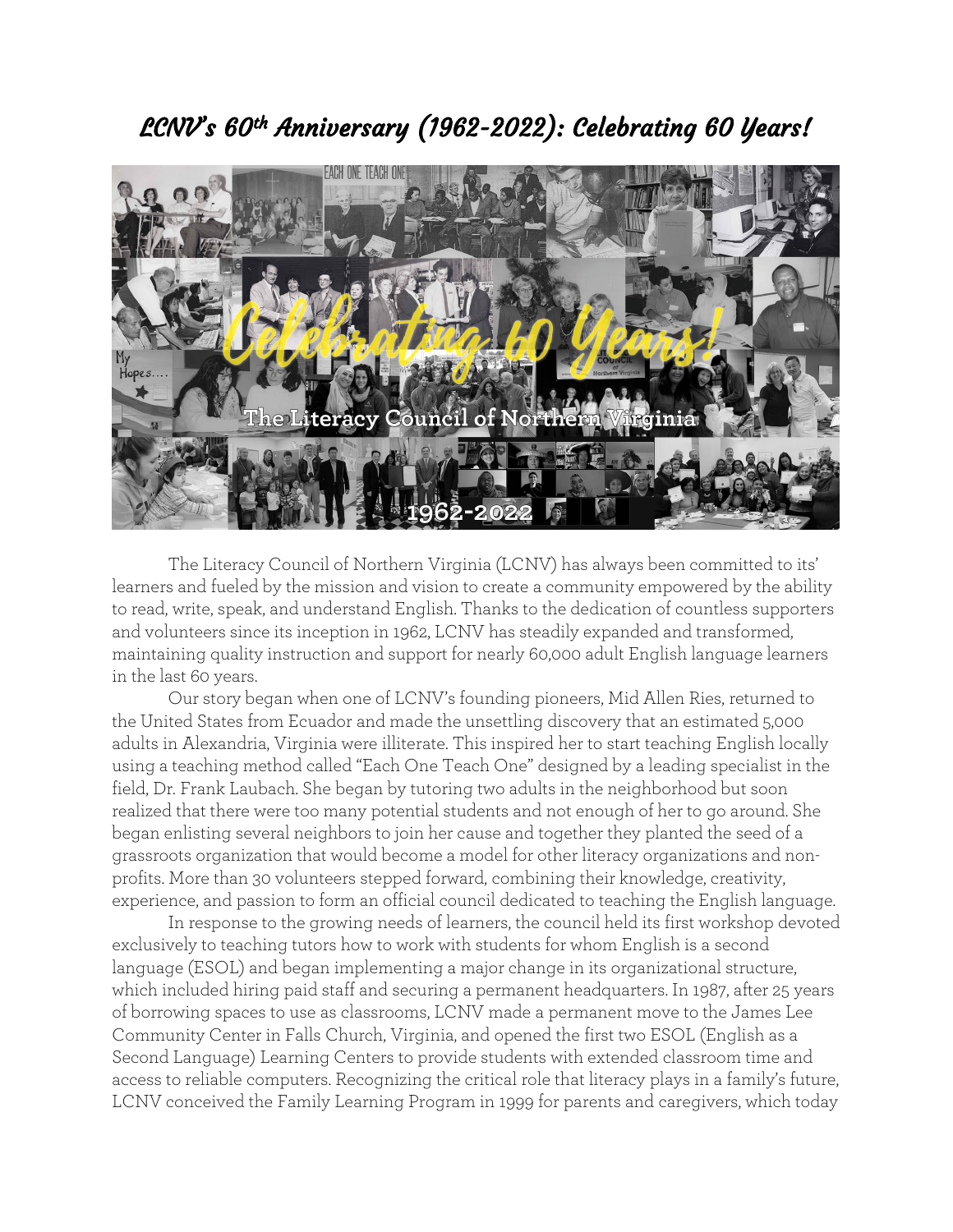# *LCNV's 60th Anniversary (1962-2022): Celebrating 60 Years!*

The Literacy Council of Northern Virginia (LCNV) has always been committed to its' learners and fueled by the mission and vision to create a community empowered by the ability to read, write, speak, and understand English. Thanks to the dedication of countless supporters and volunteers since its inception in 1962, LCNV has steadily expanded and transformed, maintaining quality instruction and support for nearly 60,000 adult English language learners in the last 60 years.

Our story began when one of LCNV's founding pioneers, Mid Allen Ries, returned to the United States from Ecuador and made the unsettling discovery that an estimated 5,000 adults in Alexandria, Virginia were illiterate. This inspired her to start teaching English locally using a teaching method called "Each One Teach One" designed by a leading specialist in the field, Dr. Frank Laubach. She began by tutoring two adults in the neighborhood but soon realized that there were too many potential students and not enough of her to go around. She began enlisting several neighbors to join her cause and together they planted the seed of a grassroots organization that would become a model for other literacy organizations and non-profits. More than 30 volunteers stepped forward, combining their knowledge, creativity, experience, and passion to form an official council dedicated to teaching the English language.

In response to the growing needs of learners, the council held its first workshop devoted exclusively to teaching tutors how to work with students for whom English is a second language (ESOL) and began implementing a major change in its organizational structure, which included hiring paid staff and securing a permanent headquarters. In 1987, after 25 years of borrowing spaces to use as classrooms, LCNV made a permanent move to the James Lee Community Center in Falls Church, Virginia, and opened the first two ESOL (English as a Second Language) Learning Centers to provide students with extended classroom time and access to reliable computers. Recognizing the critical role that literacy plays in a family's future, LCNV conceived the Family Learning Program in 1999 for parents and caregivers, which today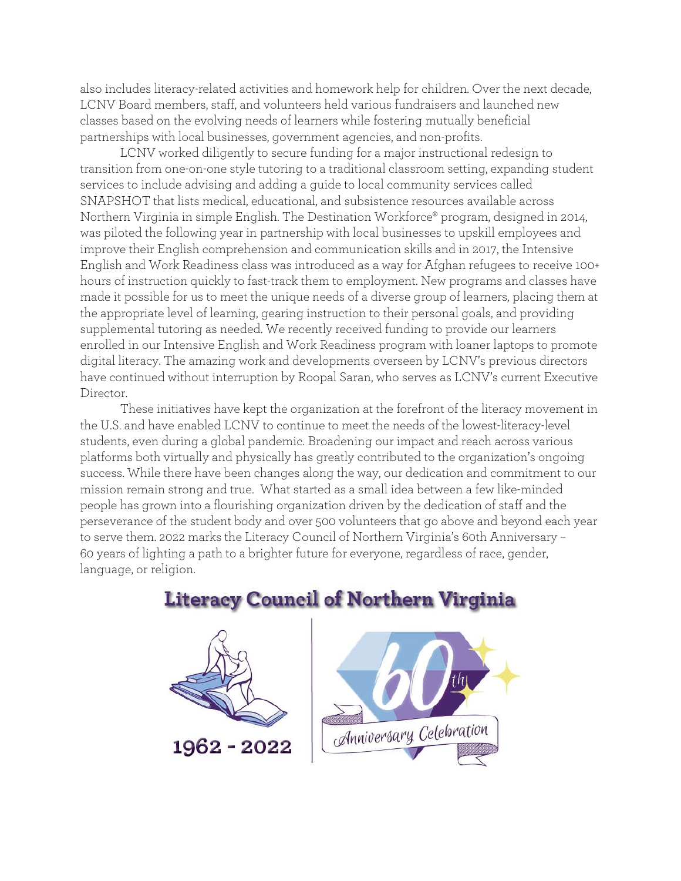also includes literacy-related activities and homework help for children. Over the next decade, LCNV Board members, staff, and volunteers held various fundraisers and launched new classes based on the evolving needs of learners while fostering mutually beneficial partnerships with local businesses, government agencies, and non-profits.

LCNV worked diligently to secure funding for a major instructional redesign to transition from one-on-one style tutoring to a traditional classroom setting, expanding student services to include advising and adding a guide to local community services called SNAPSHOT that lists medical, educational, and subsistence resources available across Northern Virginia in simple English. The Destination Workforce® program, designed in 2014, was piloted the following year in partnership with local businesses to upskill employees and improve their English comprehension and communication skills and in 2017, the Intensive English and Work Readiness class was introduced as a way for Afghan refugees to receive 100+ hours of instruction quickly to fast-track them to employment. New programs and classes have made it possible for us to meet the unique needs of a diverse group of learners, placing them at the appropriate level of learning, gearing instruction to their personal goals, and providing supplemental tutoring as needed. We recently received funding to provide our learners enrolled in our Intensive English and Work Readiness program with loaner laptops to promote digital literacy. The amazing work and developments overseen by LCNV's previous directors have continued without interruption by Roopal Saran, who serves as LCNV's current Executive Director.

These initiatives have kept the organization at the forefront of the literacy movement in the U.S. and have enabled LCNV to continue to meet the needs of the lowest-literacy-level students, even during a global pandemic. Broadening our impact and reach across various platforms both virtually and physically has greatly contributed to the organization's ongoing success. While there have been changes along the way, our dedication and commitment to our mission remain strong and true. What started as a small idea between a few like-minded people has grown into a flourishing organization driven by the dedication of staff and the perseverance of the student body and over 500 volunteers that go above and beyond each year to serve them. 2022 marks the Literacy Council of Northern Virginia's 60th Anniversary – 60 years of lighting a path to a brighter future for everyone, regardless of race, gender, language, or religion.

**Literacy Council of Northern Virginia**

1962 - 2022

60th Anniversary Celebration